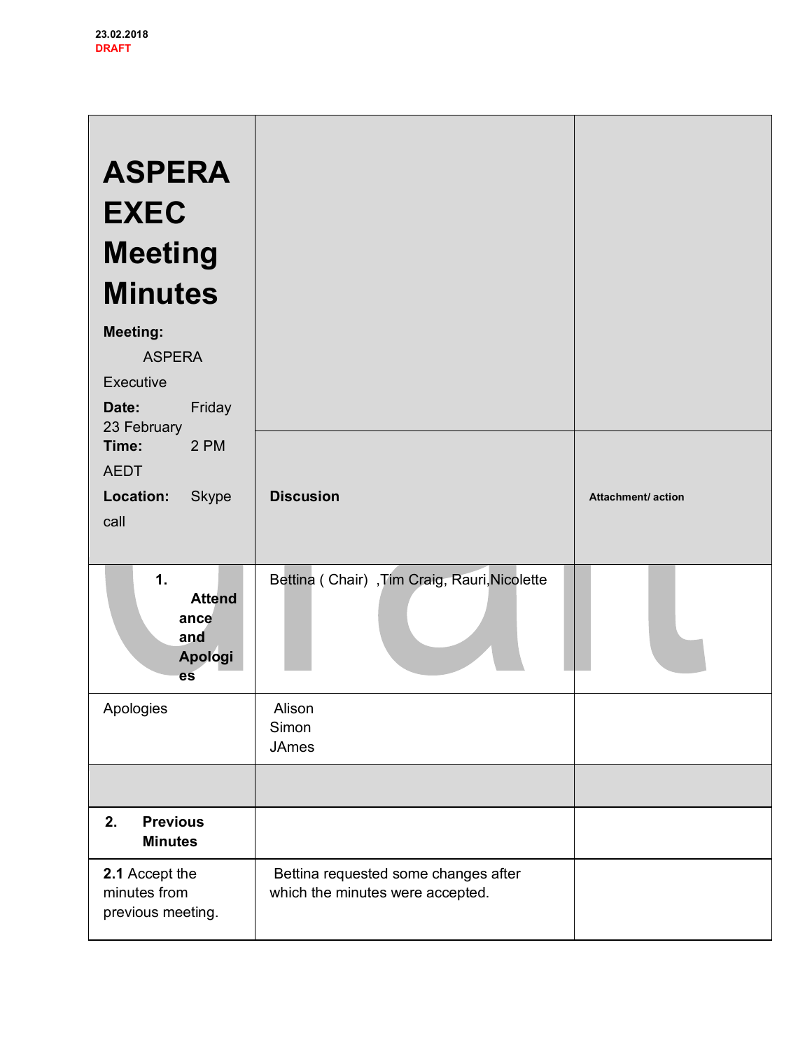23.02.2018
DRAFT

| **ASPERA EXEC Meeting Minutes**<br>**Meeting:** ASPERA Executive<br>**Date:** Friday 23 February<br>**Time:** 2 PM AEDT<br>**Location:** Skype call | | |
|---|---|---|
| | **Discusion** | **Attachment/ action** |
| **1. Attendance and Apologies** | Bettina ( Chair) ,Tim Craig, Rauri,Nicolette | |
| Apologies | Alison<br>Simon<br>JAmes | |
| | | |
| **2. Previous Minutes** | | |
| **2.1** Accept the minutes from previous meeting. | Bettina requested some changes after which the minutes were accepted. | |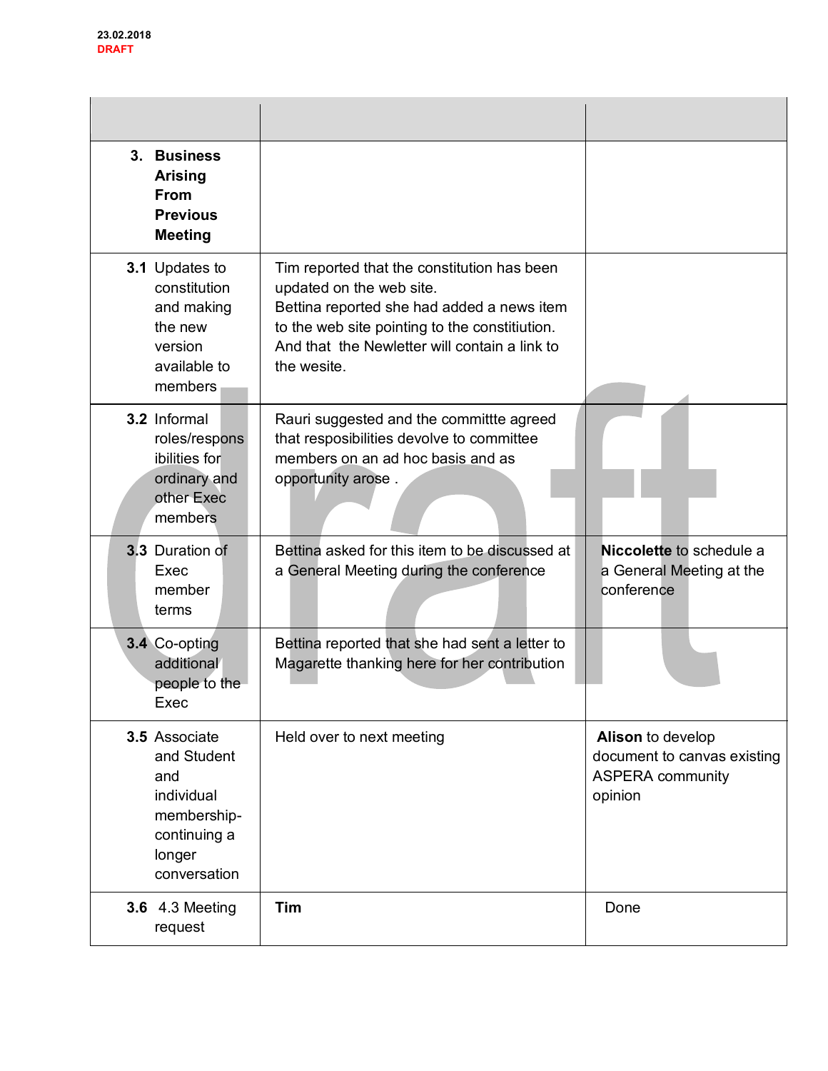23.02.2018
DRAFT

| | | |
|---|---|---|
| **3. Business Arising From Previous Meeting** | | |
| **3.1** Updates to constitution and making the new version available to members | Tim reported that the constitution has been updated on the web site.<br>Bettina reported she had added a news item to the web site pointing to the constitiution. And that the Newletter will contain a link to the wesite. | |
| **3.2** Informal roles/responsibilities for ordinary and other Exec members | Rauri suggested and the committte agreed that resposibilities devolve to committee members on an ad hoc basis and as opportunity arose . | |
| **3.3** Duration of Exec member terms | Bettina asked for this item to be discussed at a General Meeting during the conference | **Niccolette** to schedule a a General Meeting at the conference |
| **3.4** Co-opting additional people to the Exec | Bettina reported that she had sent a letter to Magarette thanking here for her contribution | |
| **3.5** Associate and Student and individual membership- continuing a longer conversation | Held over to next meeting | **Alison** to develop document to canvas existing ASPERA community opinion |
| **3.6** 4.3 Meeting request | **Tim** | Done |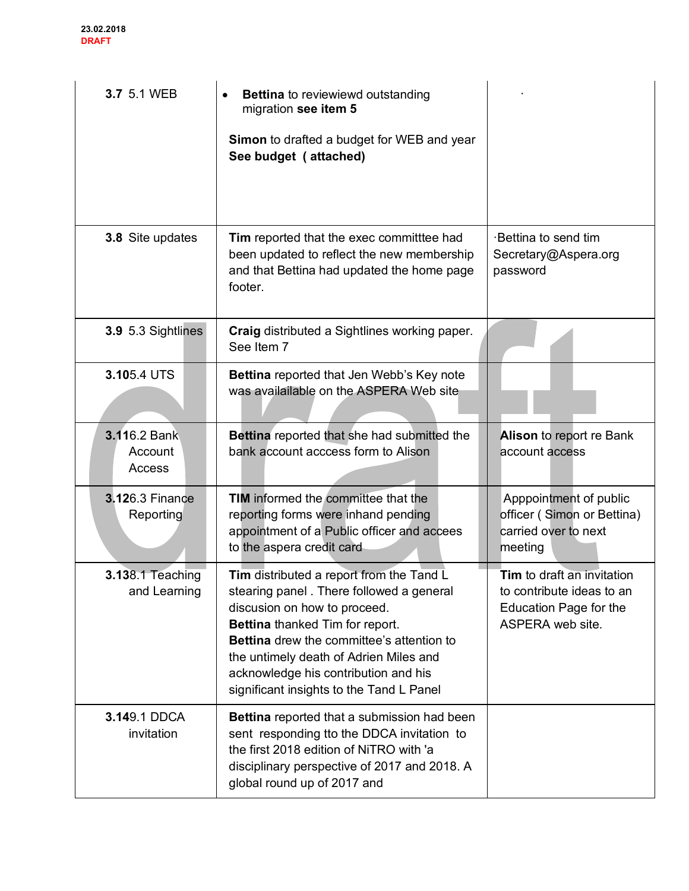23.02.2018
DRAFT

| | | |
|---|---|---|
| **3.7** 5.1 WEB | • **Bettina** to reviewiewd outstanding migration **see item 5**<br><br>**Simon** to drafted a budget for WEB and year **See budget ( attached)** | · |
| **3.8** Site updates | **Tim** reported that the exec committtee had been updated to reflect the new membership and that Bettina had updated the home page footer. | ·Bettina to send tim Secretary@Aspera.org password |
| **3.9** 5.3 Sightlines | **Craig** distributed a Sightlines working paper. See Item 7 | |
| **3.10**5.4 UTS | **Bettina** reported that Jen Webb's Key note was availailable on the ASPERA Web site | |
| **3.11**6.2 Bank Account Access | **Bettina** reported that she had submitted the bank account acccess form to Alison | **Alison** to report re Bank account access |
| **3.12**6.3 Finance Reporting | **TIM** informed the committee that the reporting forms were inhand pending appointment of a Public officer and accees to the aspera credit card | Apppointment of public officer ( Simon or Bettina) carried over to next meeting |
| **3.13**8.1 Teaching and Learning | **Tim** distributed a report from the Tand L stearing panel . There followed a general discusion on how to proceed.<br>**Bettina** thanked Tim for report.<br>**Bettina** drew the committee's attention to the untimely death of Adrien Miles and acknowledge his contribution and his significant insights to the Tand L Panel | **Tim** to draft an invitation to contribute ideas to an Education Page for the ASPERA web site. |
| **3.14**9.1 DDCA invitation | **Bettina** reported that a submission had been sent responding tto the DDCA invitation to the first 2018 edition of NiTRO with 'a disciplinary perspective of 2017 and 2018. A global round up of 2017 and | |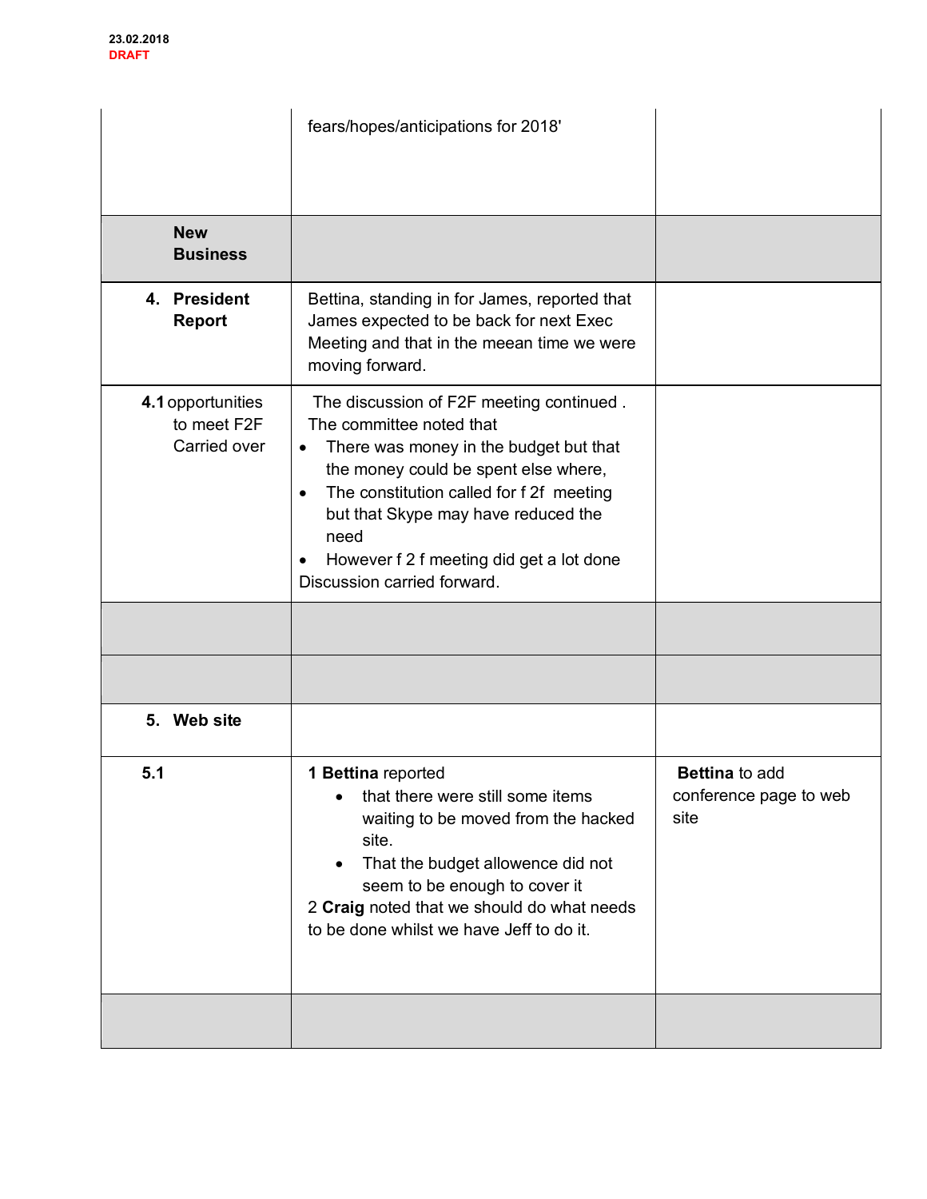23.02.2018
DRAFT

| | | |
|---|---|---|
| | fears/hopes/anticipations for 2018' | |
| **New Business** | | |
| **4. President Report** | Bettina, standing in for James, reported that James expected to be back for next Exec Meeting and that in the meean time we were moving forward. | |
| **4.1** opportunities to meet F2F Carried over | The discussion of F2F meeting continued . The committee noted that<br>• There was money in the budget but that the money could be spent else where,<br>• The constitution called for f 2f meeting but that Skype may have reduced the need<br>• However f 2 f meeting did get a lot done<br>Discussion carried forward. | |
| | | |
| | | |
| **5. Web site** | | |
| **5.1** | 1 **Bettina** reported<br>• that there were still some items waiting to be moved from the hacked site.<br>• That the budget allowence did not seem to be enough to cover it<br>2 **Craig** noted that we should do what needs to be done whilst we have Jeff to do it. | **Bettina** to add conference page to web site |
| | | |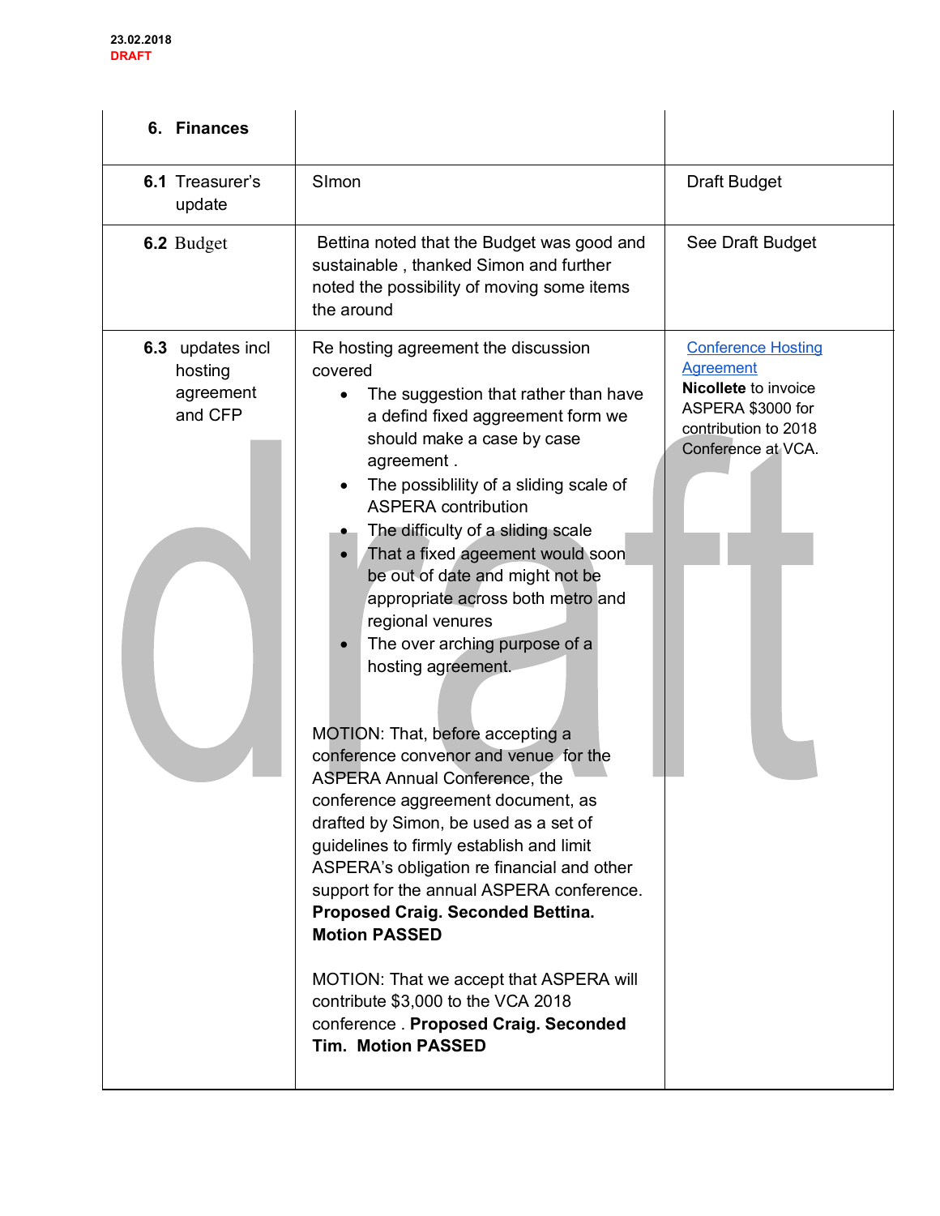23.02.2018
DRAFT

| 6. **Finances** | | |
|---|---|---|
| **6.1** Treasurer's update | SImon | Draft Budget |
| **6.2** Budget | Bettina noted that the Budget was good and sustainable , thanked Simon and further noted the possibility of moving some items the around | See Draft Budget |
| **6.3** updates incl hosting agreement and CFP | Re hosting agreement the discussion covered<br>• The suggestion that rather than have a defind fixed aggreement form we should make a case by case agreement .<br>• The possiblility of a sliding scale of ASPERA contribution<br>• The difficulty of a sliding scale<br>• That a fixed ageement would soon be out of date and might not be appropriate across both metro and regional venures<br>• The over arching purpose of a hosting agreement.<br><br>MOTION: That, before accepting a conference convenor and venue for the ASPERA Annual Conference, the conference aggreement document, as drafted by Simon, be used as a set of guidelines to firmly establish and limit ASPERA's obligation re financial and other support for the annual ASPERA conference. **Proposed Craig. Seconded Bettina. Motion PASSED**<br><br>MOTION: That we accept that ASPERA will contribute $3,000 to the VCA 2018 conference . **Proposed Craig. Seconded Tim. Motion PASSED** | Conference Hosting Agreement<br>**Nicollete** to invoice ASPERA $3000 for contribution to 2018 Conference at VCA. |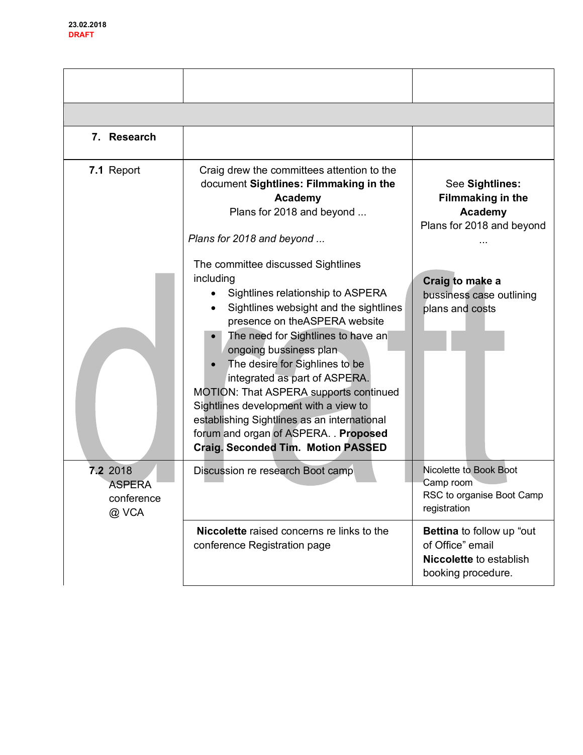23.02.2018
DRAFT

| | | |
|---|---|---|
| | | |
| | | |
| **7. Research** | | |
| **7.1** Report | Craig drew the committees attention to the document **Sightlines: Filmmaking in the Academy** Plans for 2018 and beyond ...<br><br>*Plans for 2018 and beyond ...*<br><br>The committee discussed Sightlines including<br>• Sightlines relationship to ASPERA<br>• Sightlines websight and the sightlines presence on theASPERA website<br>• The need for Sightlines to have an ongoing bussiness plan<br>• The desire for Sighlines to be integrated as part of ASPERA.<br>MOTION: That ASPERA supports continued Sightlines development with a view to establishing Sightlines as an international forum and organ of ASPERA. . **Proposed Craig. Seconded Tim. Motion PASSED** | See **Sightlines: Filmmaking in the Academy** Plans for 2018 and beyond ...<br><br>**Craig to make a** bussiness case outlining plans and costs |
| **7.2** 2018 ASPERA conference @ VCA | Discussion re research Boot camp | Nicolette to Book Boot Camp room<br>RSC to organise Boot Camp registration |
| | **Niccolette** raised concerns re links to the conference Registration page | **Bettina** to follow up "out of Office" email<br>**Niccolette** to establish booking procedure. |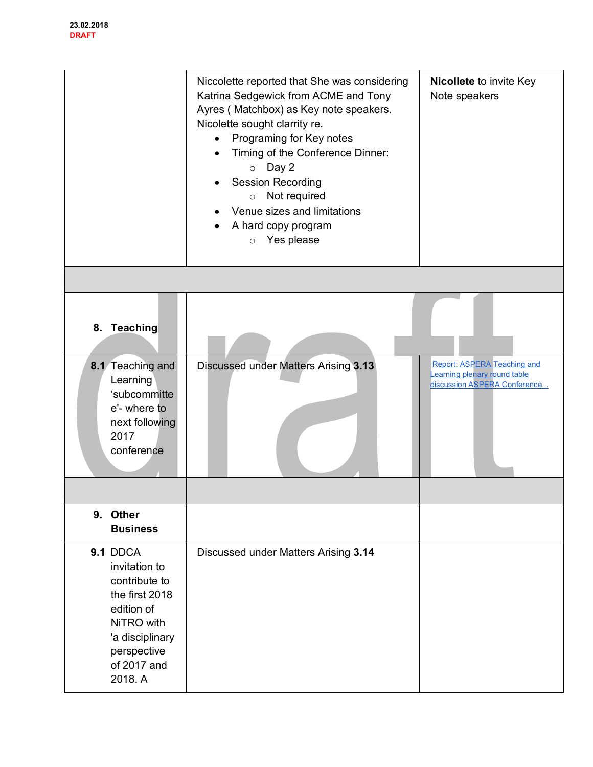23.02.2018
DRAFT

| | | |
|---|---|---|
| | Niccolette reported that She was considering Katrina Sedgewick from ACME and Tony Ayres ( Matchbox) as Key note speakers. Nicolette sought clarrity re.<br>• Programing for Key notes<br>• Timing of the Conference Dinner:<br>  ○ Day 2<br>• Session Recording<br>  ○ Not required<br>• Venue sizes and limitations<br>• A hard copy program<br>  ○ Yes please | **Nicollete** to invite Key Note speakers |
| | | |
| **8. Teaching** | | |
| **8.1** Teaching and Learning 'subcommittee'- where to next following 2017 conference | Discussed under Matters Arising **3.13** | [Report: ASPERA Teaching and Learning plenary round table discussion ASPERA Conference...] |
| | | |
| **9. Other Business** | | |
| **9.1** DDCA invitation to contribute to the first 2018 edition of NiTRO with 'a disciplinary perspective of 2017 and 2018. A | Discussed under Matters Arising **3.14** | |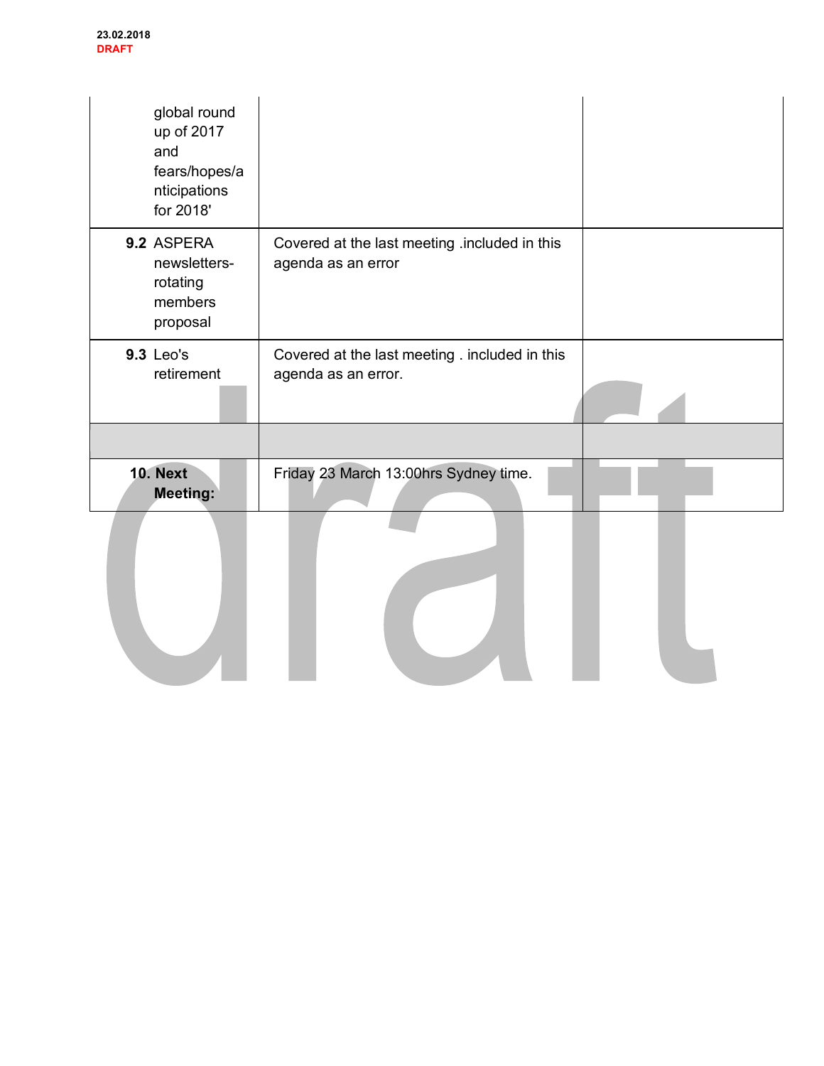| | | |
|---|---|---|
| global round up of 2017 and fears/hopes/anticipations for 2018' | | |
| **9.2** ASPERA newsletters- rotating members proposal | Covered at the last meeting .included in this agenda as an error | |
| **9.3** Leo's retirement | Covered at the last meeting . included in this agenda as an error. | |
| | | |
| **10. Next Meeting:** | Friday 23 March 13:00hrs Sydney time. | |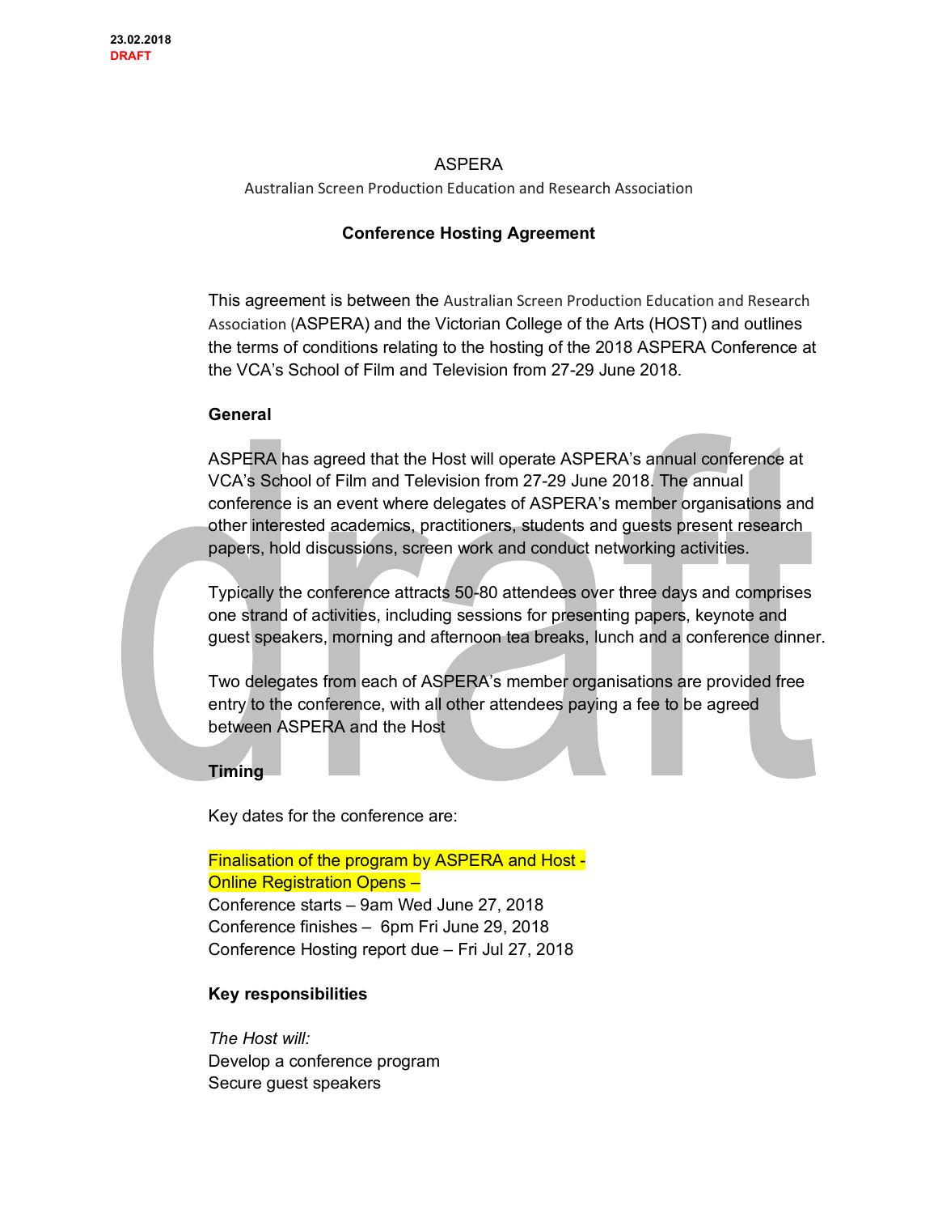23.02.2018
DRAFT

ASPERA

Australian Screen Production Education and Research Association

**Conference Hosting Agreement**

This agreement is between the Australian Screen Production Education and Research Association (ASPERA) and the Victorian College of the Arts (HOST) and outlines the terms of conditions relating to the hosting of the 2018 ASPERA Conference at the VCA's School of Film and Television from 27-29 June 2018.

**General**

ASPERA has agreed that the Host will operate ASPERA's annual conference at VCA's School of Film and Television from 27-29 June 2018. The annual conference is an event where delegates of ASPERA's member organisations and other interested academics, practitioners, students and guests present research papers, hold discussions, screen work and conduct networking activities.

Typically the conference attracts 50-80 attendees over three days and comprises one strand of activities, including sessions for presenting papers, keynote and guest speakers, morning and afternoon tea breaks, lunch and a conference dinner.

Two delegates from each of ASPERA's member organisations are provided free entry to the conference, with all other attendees paying a fee to be agreed between ASPERA and the Host

**Timing**

Key dates for the conference are:

Finalisation of the program by ASPERA and Host -  
Online Registration Opens –  
Conference starts – 9am Wed June 27, 2018  
Conference finishes – 6pm Fri June 29, 2018  
Conference Hosting report due – Fri Jul 27, 2018

**Key responsibilities**

*The Host will:*  
Develop a conference program  
Secure guest speakers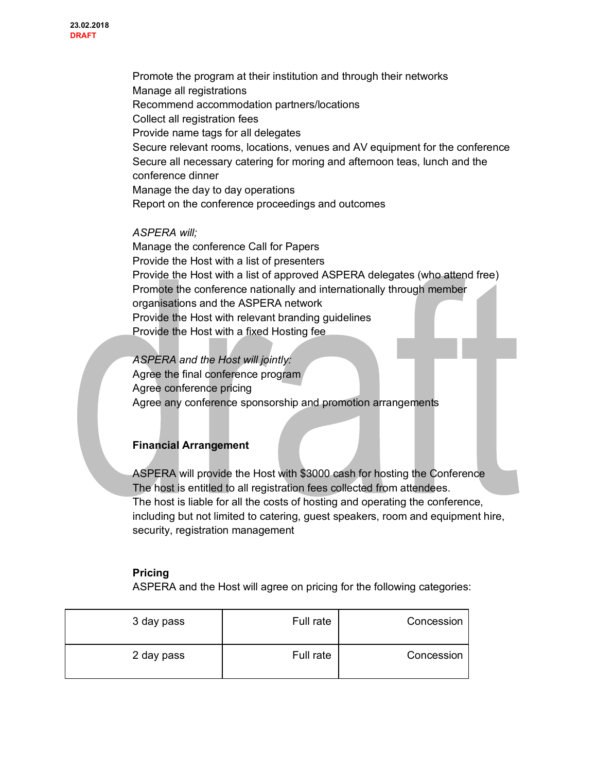Promote the program at their institution and through their networks
Manage all registrations
Recommend accommodation partners/locations
Collect all registration fees
Provide name tags for all delegates
Secure relevant rooms, locations, venues and AV equipment for the conference
Secure all necessary catering for moring and afternoon teas, lunch and the conference dinner
Manage the day to day operations
Report on the conference proceedings and outcomes

*ASPERA will;*
Manage the conference Call for Papers
Provide the Host with a list of presenters
Provide the Host with a list of approved ASPERA delegates (who attend free)
Promote the conference nationally and internationally through member organisations and the ASPERA network
Provide the Host with relevant branding guidelines
Provide the Host with a fixed Hosting fee

*ASPERA and the Host will jointly:*
Agree the final conference program
Agree conference pricing
Agree any conference sponsorship and promotion arrangements

**Financial Arrangement**

ASPERA will provide the Host with $3000 cash for hosting the Conference
The host is entitled to all registration fees collected from attendees.
The host is liable for all the costs of hosting and operating the conference, including but not limited to catering, guest speakers, room and equipment hire, security, registration management

**Pricing**
ASPERA and the Host will agree on pricing for the following categories:

| 3 day pass | Full rate | Concession |
|---|---|---|
| 2 day pass | Full rate | Concession |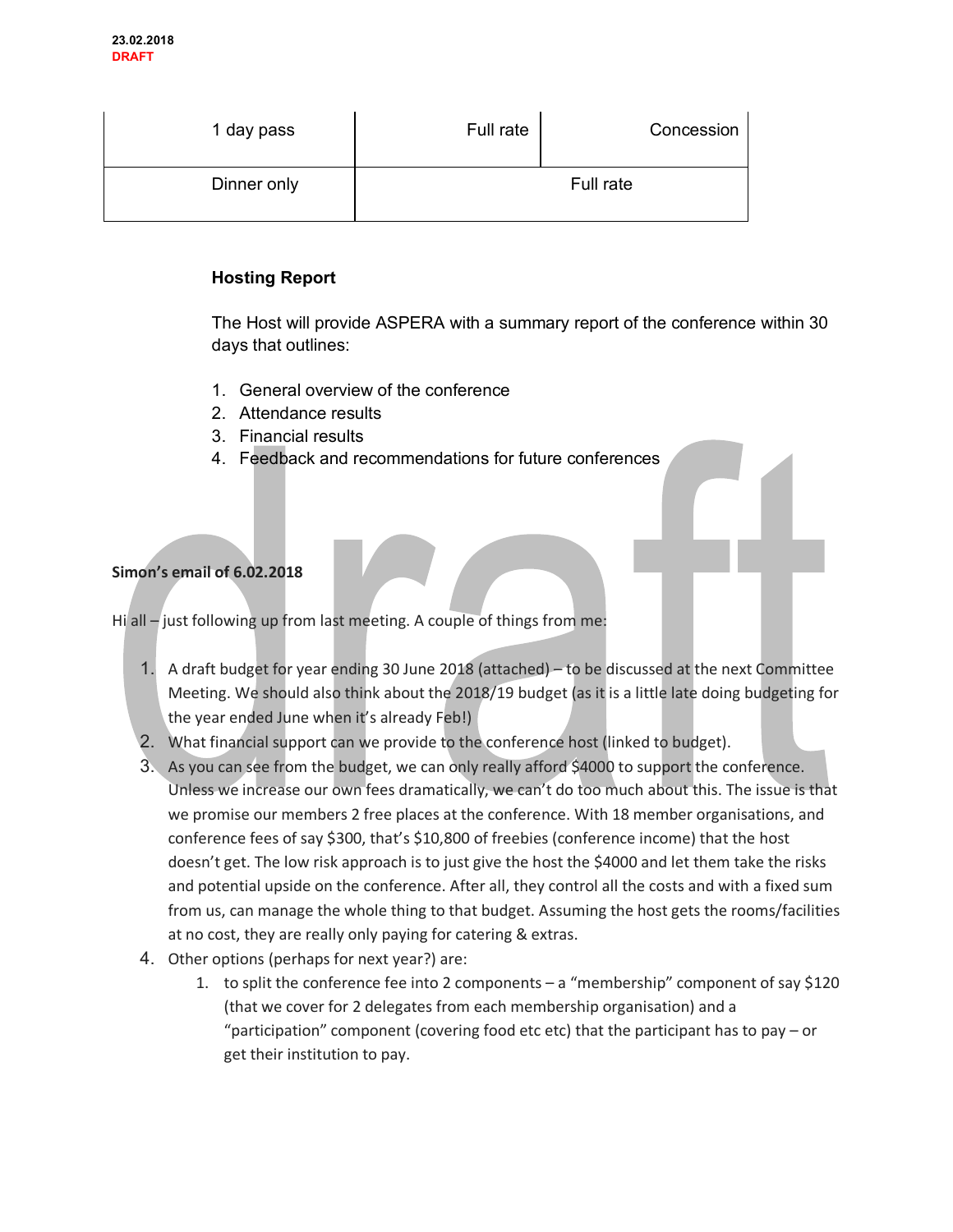23.02.2018
DRAFT

| 1 day pass | Full rate | Concession |
| --- | --- | --- |
| Dinner only | Full rate | |

**Hosting Report**

The Host will provide ASPERA with a summary report of the conference within 30 days that outlines:

1. General overview of the conference
2. Attendance results
3. Financial results
4. Feedback and recommendations for future conferences

**Simon's email of 6.02.2018**

Hi all – just following up from last meeting. A couple of things from me:

1. A draft budget for year ending 30 June 2018 (attached) – to be discussed at the next Committee Meeting. We should also think about the 2018/19 budget (as it is a little late doing budgeting for the year ended June when it's already Feb!)
2. What financial support can we provide to the conference host (linked to budget).
3. As you can see from the budget, we can only really afford $4000 to support the conference. Unless we increase our own fees dramatically, we can't do too much about this. The issue is that we promise our members 2 free places at the conference. With 18 member organisations, and conference fees of say $300, that's $10,800 of freebies (conference income) that the host doesn't get. The low risk approach is to just give the host the $4000 and let them take the risks and potential upside on the conference. After all, they control all the costs and with a fixed sum from us, can manage the whole thing to that budget. Assuming the host gets the rooms/facilities at no cost, they are really only paying for catering & extras.
4. Other options (perhaps for next year?) are:
    1. to split the conference fee into 2 components – a "membership" component of say $120 (that we cover for 2 delegates from each membership organisation) and a "participation" component (covering food etc etc) that the participant has to pay – or get their institution to pay.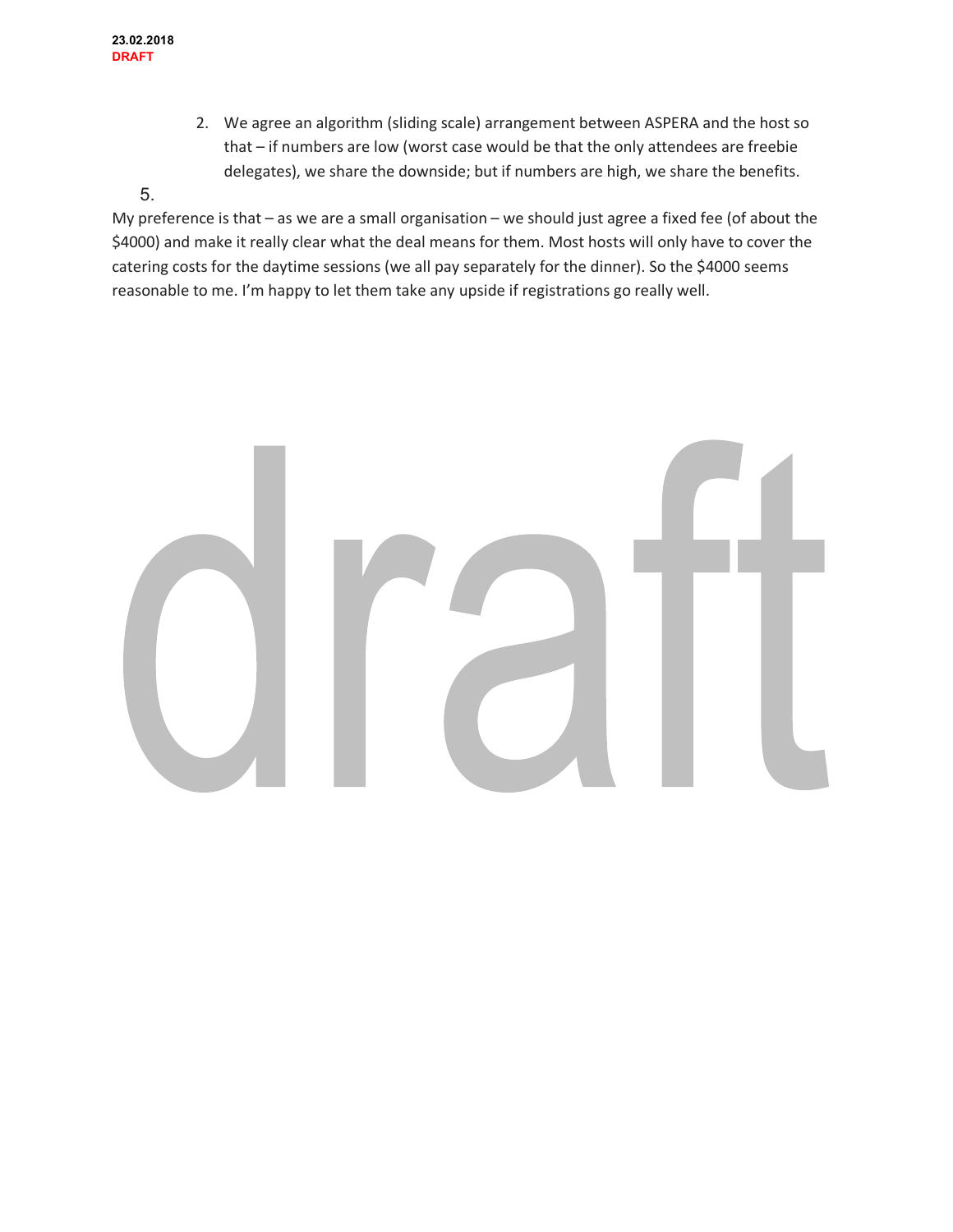2. We agree an algorithm (sliding scale) arrangement between ASPERA and the host so that – if numbers are low (worst case would be that the only attendees are freebie delegates), we share the downside; but if numbers are high, we share the benefits.

5.

My preference is that – as we are a small organisation – we should just agree a fixed fee (of about the $4000) and make it really clear what the deal means for them. Most hosts will only have to cover the catering costs for the daytime sessions (we all pay separately for the dinner). So the $4000 seems reasonable to me. I'm happy to let them take any upside if registrations go really well.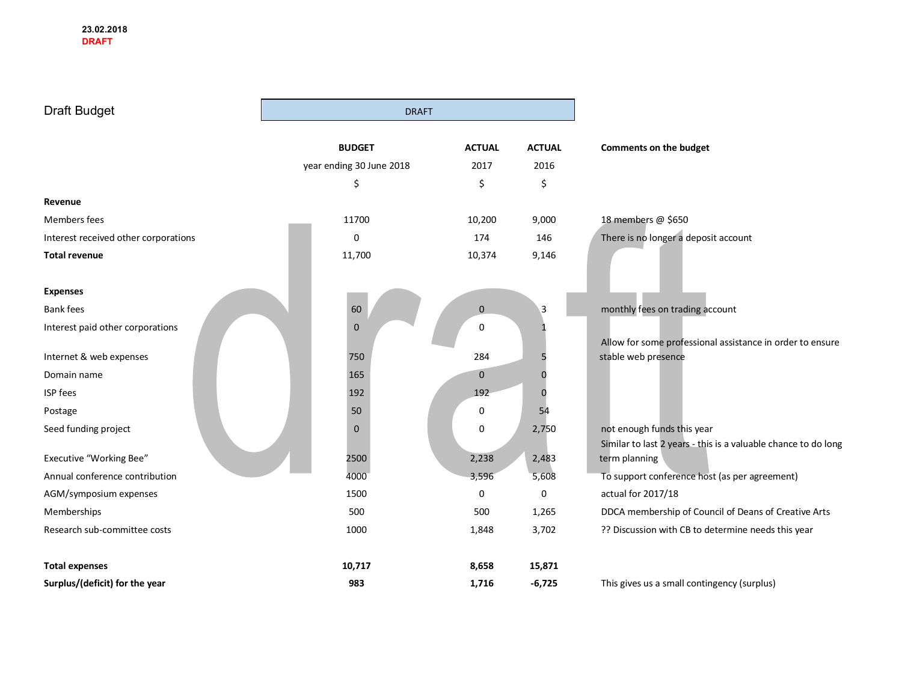23.02.2018
**DRAFT**

# Draft Budget

DRAFT

| | BUDGET | ACTUAL | ACTUAL | Comments on the budget |
|---|---|---|---|---|
| | year ending 30 June 2018 | 2017 | 2016 | |
| | $ | $ | $ | |
| **Revenue** | | | | |
| Members fees | 11700 | 10,200 | 9,000 | 18 members @ $650 |
| Interest received other corporations | 0 | 174 | 146 | There is no longer a deposit account |
| **Total revenue** | 11,700 | 10,374 | 9,146 | |
| | | | | |
| **Expenses** | | | | |
| Bank fees | 60 | 0 | 3 | monthly fees on trading account |
| Interest paid other corporations | 0 | 0 | 1 | |
| Internet & web expenses | 750 | 284 | 5 | Allow for some professional assistance in order to ensure stable web presence |
| Domain name | 165 | 0 | 0 | |
| ISP fees | 192 | 192 | 0 | |
| Postage | 50 | 0 | 54 | |
| Seed funding project | 0 | 0 | 2,750 | not enough funds this year |
| Executive "Working Bee" | 2500 | 2,238 | 2,483 | Similar to last 2 years - this is a valuable chance to do long term planning |
| Annual conference contribution | 4000 | 3,596 | 5,608 | To support conference host (as per agreement) |
| AGM/symposium expenses | 1500 | 0 | 0 | actual for 2017/18 |
| Memberships | 500 | 500 | 1,265 | DDCA membership of Council of Deans of Creative Arts |
| Research sub-committee costs | 1000 | 1,848 | 3,702 | ?? Discussion with CB to determine needs this year |
| | | | | |
| **Total expenses** | **10,717** | **8,658** | **15,871** | |
| **Surplus/(deficit) for the year** | **983** | **1,716** | **-6,725** | This gives us a small contingency (surplus) |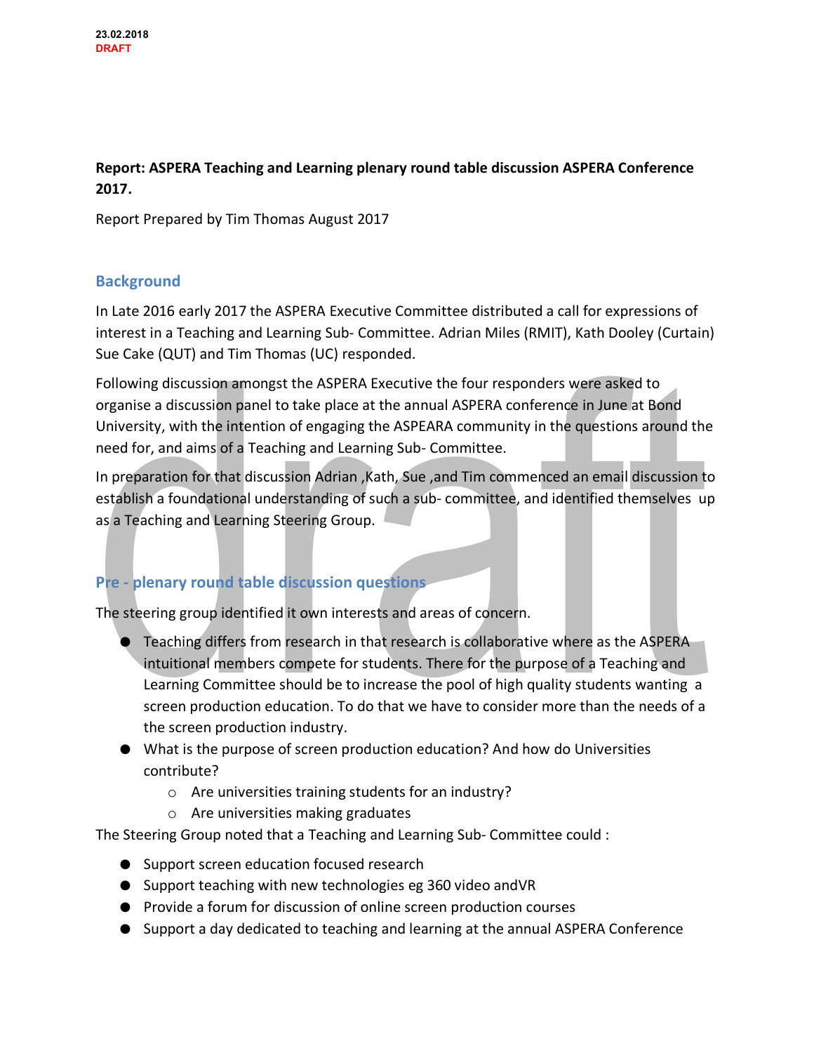23.02.2018
DRAFT

**Report: ASPERA Teaching and Learning plenary round table discussion ASPERA Conference 2017.**

Report Prepared by Tim Thomas August 2017

## Background

In Late 2016 early 2017 the ASPERA Executive Committee distributed a call for expressions of interest in a Teaching and Learning Sub- Committee. Adrian Miles (RMIT), Kath Dooley (Curtain) Sue Cake (QUT) and Tim Thomas (UC) responded.

Following discussion amongst the ASPERA Executive the four responders were asked to organise a discussion panel to take place at the annual ASPERA conference in June at Bond University, with the intention of engaging the ASPEARA community in the questions around the need for, and aims of a Teaching and Learning Sub- Committee.

In preparation for that discussion Adrian ,Kath, Sue ,and Tim commenced an email discussion to establish a foundational understanding of such a sub- committee, and identified themselves up as a Teaching and Learning Steering Group.

## Pre - plenary round table discussion questions

The steering group identified it own interests and areas of concern.

- Teaching differs from research in that research is collaborative where as the ASPERA intuitional members compete for students. There for the purpose of a Teaching and Learning Committee should be to increase the pool of high quality students wanting a screen production education. To do that we have to consider more than the needs of a the screen production industry.
- What is the purpose of screen production education? And how do Universities contribute?
  - Are universities training students for an industry?
  - Are universities making graduates

The Steering Group noted that a Teaching and Learning Sub- Committee could :

- Support screen education focused research
- Support teaching with new technologies eg 360 video andVR
- Provide a forum for discussion of online screen production courses
- Support a day dedicated to teaching and learning at the annual ASPERA Conference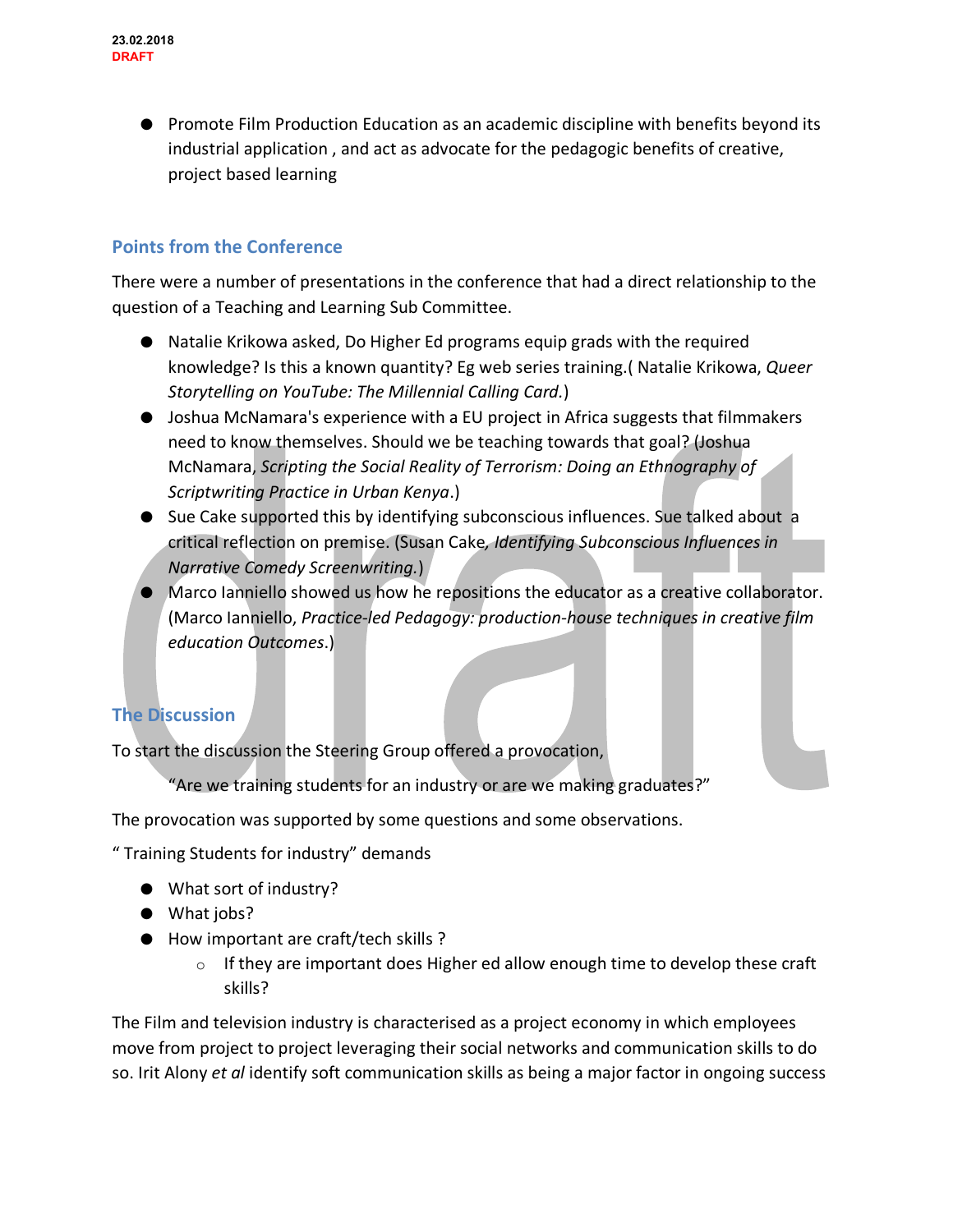- Promote Film Production Education as an academic discipline with benefits beyond its industrial application , and act as advocate for the pedagogic benefits of creative, project based learning

## Points from the Conference

There were a number of presentations in the conference that had a direct relationship to the question of a Teaching and Learning Sub Committee.

- Natalie Krikowa asked, Do Higher Ed programs equip grads with the required knowledge? Is this a known quantity? Eg web series training.( Natalie Krikowa, *Queer Storytelling on YouTube: The Millennial Calling Card.*)
- Joshua McNamara's experience with a EU project in Africa suggests that filmmakers need to know themselves. Should we be teaching towards that goal? (Joshua McNamara, *Scripting the Social Reality of Terrorism: Doing an Ethnography of Scriptwriting Practice in Urban Kenya*.)
- Sue Cake supported this by identifying subconscious influences. Sue talked about a critical reflection on premise. (Susan Cake*, Identifying Subconscious Influences in Narrative Comedy Screenwriting.*)
- Marco Ianniello showed us how he repositions the educator as a creative collaborator. (Marco Ianniello, *Practice-led Pedagogy: production-house techniques in creative film education Outcomes*.)

## The Discussion

To start the discussion the Steering Group offered a provocation,

> "Are we training students for an industry or are we making graduates?"

The provocation was supported by some questions and some observations.

" Training Students for industry" demands

- What sort of industry?
- What jobs?
- How important are craft/tech skills ?
    - If they are important does Higher ed allow enough time to develop these craft skills?

The Film and television industry is characterised as a project economy in which employees move from project to project leveraging their social networks and communication skills to do so. Irit Alony *et al* identify soft communication skills as being a major factor in ongoing success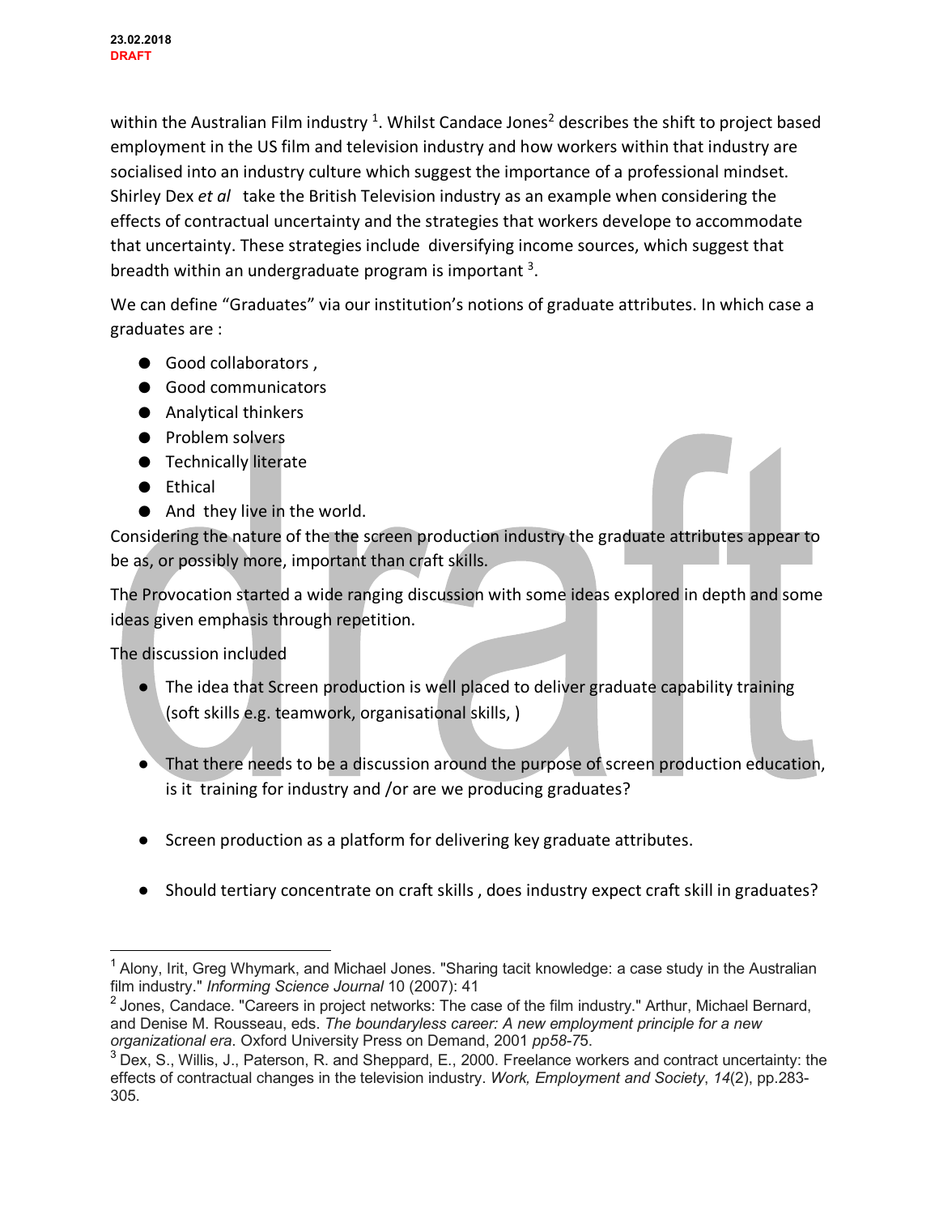within the Australian Film industry [1]. Whilst Candace Jones[2] describes the shift to project based employment in the US film and television industry and how workers within that industry are socialised into an industry culture which suggest the importance of a professional mindset. Shirley Dex *et al* take the British Television industry as an example when considering the effects of contractual uncertainty and the strategies that workers develope to accommodate that uncertainty. These strategies include diversifying income sources, which suggest that breadth within an undergraduate program is important [3].

We can define "Graduates" via our institution's notions of graduate attributes. In which case a graduates are :

- Good collaborators ,
- Good communicators
- Analytical thinkers
- Problem solvers
- Technically literate
- Ethical
- And they live in the world.

Considering the nature of the the screen production industry the graduate attributes appear to be as, or possibly more, important than craft skills.

The Provocation started a wide ranging discussion with some ideas explored in depth and some ideas given emphasis through repetition.

The discussion included

- The idea that Screen production is well placed to deliver graduate capability training (soft skills e.g. teamwork, organisational skills, )
- That there needs to be a discussion around the purpose of screen production education, is it training for industry and /or are we producing graduates?
- Screen production as a platform for delivering key graduate attributes.
- Should tertiary concentrate on craft skills , does industry expect craft skill in graduates?

---

[1] Alony, Irit, Greg Whymark, and Michael Jones. "Sharing tacit knowledge: a case study in the Australian film industry." *Informing Science Journal* 10 (2007): 41

[2] Jones, Candace. "Careers in project networks: The case of the film industry." Arthur, Michael Bernard, and Denise M. Rousseau, eds. *The boundaryless career: A new employment principle for a new organizational era*. Oxford University Press on Demand, 2001 *pp58-75*.

[3] Dex, S., Willis, J., Paterson, R. and Sheppard, E., 2000. Freelance workers and contract uncertainty: the effects of contractual changes in the television industry. *Work, Employment and Society*, *14*(2), pp.283-305.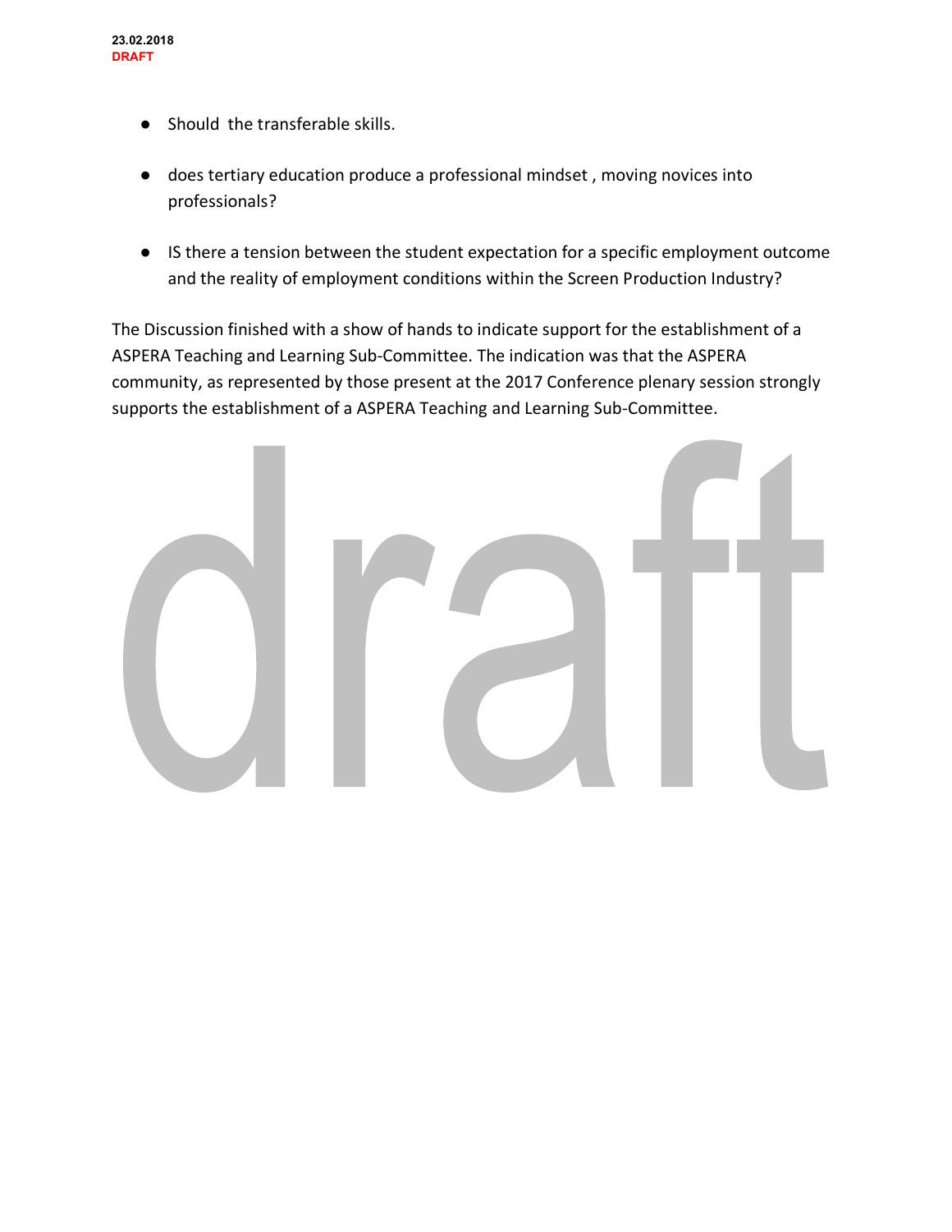- Should  the transferable skills.

- does tertiary education produce a professional mindset , moving novices into professionals?

- IS there a tension between the student expectation for a specific employment outcome and the reality of employment conditions within the Screen Production Industry?

The Discussion finished with a show of hands to indicate support for the establishment of a ASPERA Teaching and Learning Sub-Committee. The indication was that the ASPERA community, as represented by those present at the 2017 Conference plenary session strongly supports the establishment of a ASPERA Teaching and Learning Sub-Committee.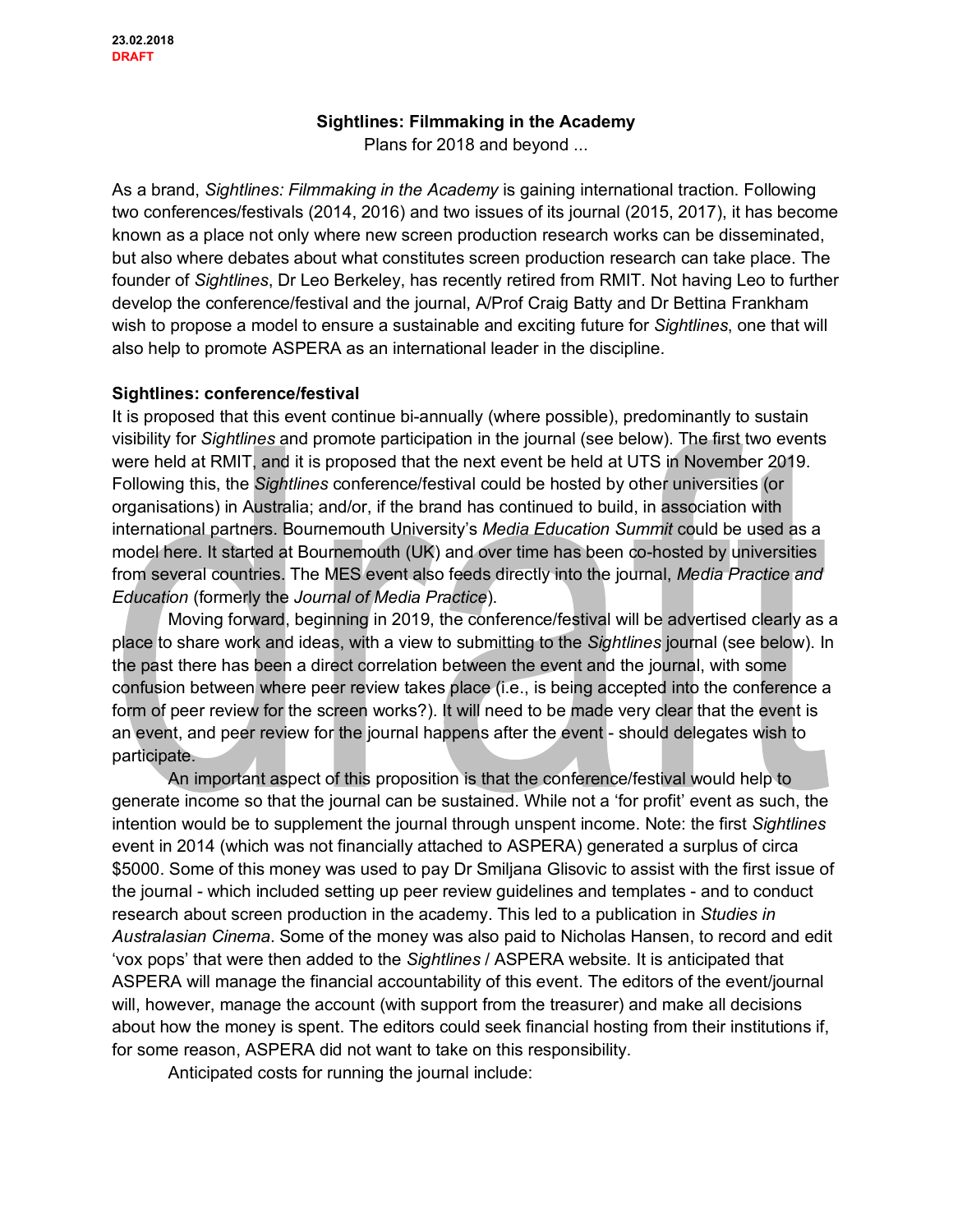23.02.2018
**DRAFT**

**Sightlines: Filmmaking in the Academy**
Plans for 2018 and beyond ...

As a brand, *Sightlines: Filmmaking in the Academy* is gaining international traction. Following two conferences/festivals (2014, 2016) and two issues of its journal (2015, 2017), it has become known as a place not only where new screen production research works can be disseminated, but also where debates about what constitutes screen production research can take place. The founder of *Sightlines*, Dr Leo Berkeley, has recently retired from RMIT. Not having Leo to further develop the conference/festival and the journal, A/Prof Craig Batty and Dr Bettina Frankham wish to propose a model to ensure a sustainable and exciting future for *Sightlines*, one that will also help to promote ASPERA as an international leader in the discipline.

**Sightlines: conference/festival**

It is proposed that this event continue bi-annually (where possible), predominantly to sustain visibility for *Sightlines* and promote participation in the journal (see below). The first two events were held at RMIT, and it is proposed that the next event be held at UTS in November 2019. Following this, the *Sightlines* conference/festival could be hosted by other universities (or organisations) in Australia; and/or, if the brand has continued to build, in association with international partners. Bournemouth University's *Media Education Summit* could be used as a model here. It started at Bournemouth (UK) and over time has been co-hosted by universities from several countries. The MES event also feeds directly into the journal, *Media Practice and Education* (formerly the *Journal of Media Practice*).

Moving forward, beginning in 2019, the conference/festival will be advertised clearly as a place to share work and ideas, with a view to submitting to the *Sightlines* journal (see below). In the past there has been a direct correlation between the event and the journal, with some confusion between where peer review takes place (i.e., is being accepted into the conference a form of peer review for the screen works?). It will need to be made very clear that the event is an event, and peer review for the journal happens after the event - should delegates wish to participate.

An important aspect of this proposition is that the conference/festival would help to generate income so that the journal can be sustained. While not a 'for profit' event as such, the intention would be to supplement the journal through unspent income. Note: the first *Sightlines* event in 2014 (which was not financially attached to ASPERA) generated a surplus of circa $5000. Some of this money was used to pay Dr Smiljana Glisovic to assist with the first issue of the journal - which included setting up peer review guidelines and templates - and to conduct research about screen production in the academy. This led to a publication in *Studies in Australasian Cinema*. Some of the money was also paid to Nicholas Hansen, to record and edit 'vox pops' that were then added to the *Sightlines* / ASPERA website. It is anticipated that ASPERA will manage the financial accountability of this event. The editors of the event/journal will, however, manage the account (with support from the treasurer) and make all decisions about how the money is spent. The editors could seek financial hosting from their institutions if, for some reason, ASPERA did not want to take on this responsibility.

Anticipated costs for running the journal include: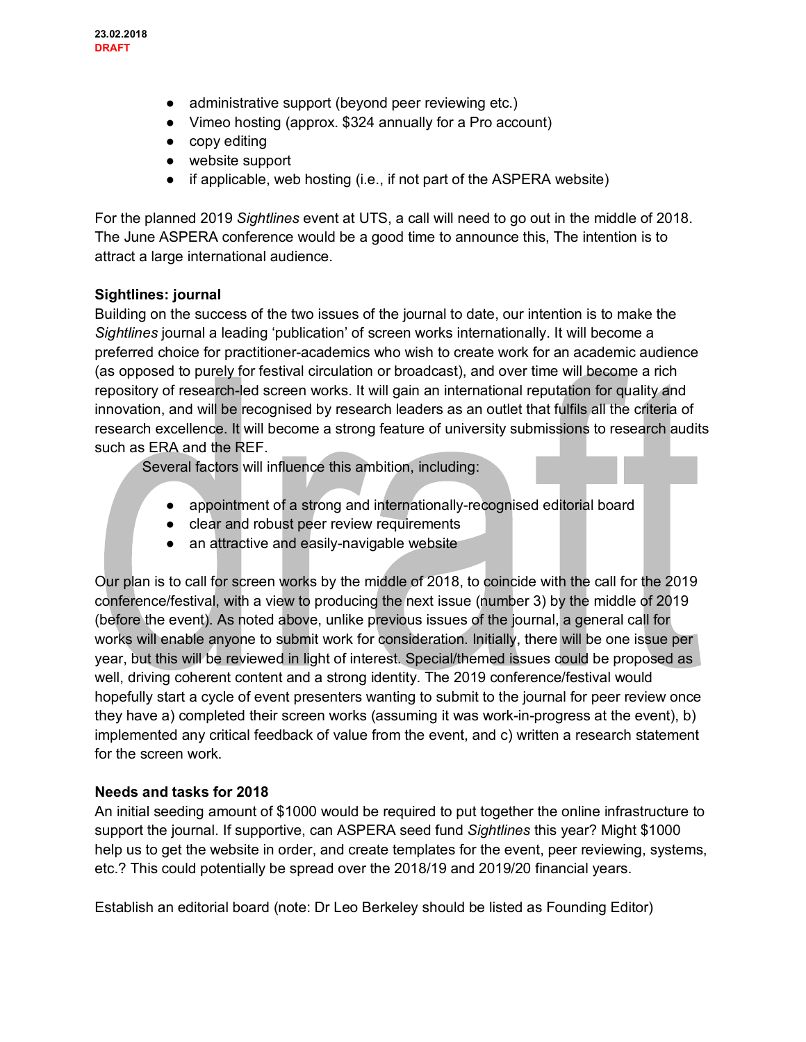- administrative support (beyond peer reviewing etc.)
- Vimeo hosting (approx. $324 annually for a Pro account)
- copy editing
- website support
- if applicable, web hosting (i.e., if not part of the ASPERA website)

For the planned 2019 *Sightlines* event at UTS, a call will need to go out in the middle of 2018. The June ASPERA conference would be a good time to announce this, The intention is to attract a large international audience.

**Sightlines: journal**

Building on the success of the two issues of the journal to date, our intention is to make the *Sightlines* journal a leading 'publication' of screen works internationally. It will become a preferred choice for practitioner-academics who wish to create work for an academic audience (as opposed to purely for festival circulation or broadcast), and over time will become a rich repository of research-led screen works. It will gain an international reputation for quality and innovation, and will be recognised by research leaders as an outlet that fulfils all the criteria of research excellence. It will become a strong feature of university submissions to research audits such as ERA and the REF.

Several factors will influence this ambition, including:

- appointment of a strong and internationally-recognised editorial board
- clear and robust peer review requirements
- an attractive and easily-navigable website

Our plan is to call for screen works by the middle of 2018, to coincide with the call for the 2019 conference/festival, with a view to producing the next issue (number 3) by the middle of 2019 (before the event). As noted above, unlike previous issues of the journal, a general call for works will enable anyone to submit work for consideration. Initially, there will be one issue per year, but this will be reviewed in light of interest. Special/themed issues could be proposed as well, driving coherent content and a strong identity. The 2019 conference/festival would hopefully start a cycle of event presenters wanting to submit to the journal for peer review once they have a) completed their screen works (assuming it was work-in-progress at the event), b) implemented any critical feedback of value from the event, and c) written a research statement for the screen work.

**Needs and tasks for 2018**

An initial seeding amount of $1000 would be required to put together the online infrastructure to support the journal. If supportive, can ASPERA seed fund *Sightlines* this year? Might $1000 help us to get the website in order, and create templates for the event, peer reviewing, systems, etc.? This could potentially be spread over the 2018/19 and 2019/20 financial years.

Establish an editorial board (note: Dr Leo Berkeley should be listed as Founding Editor)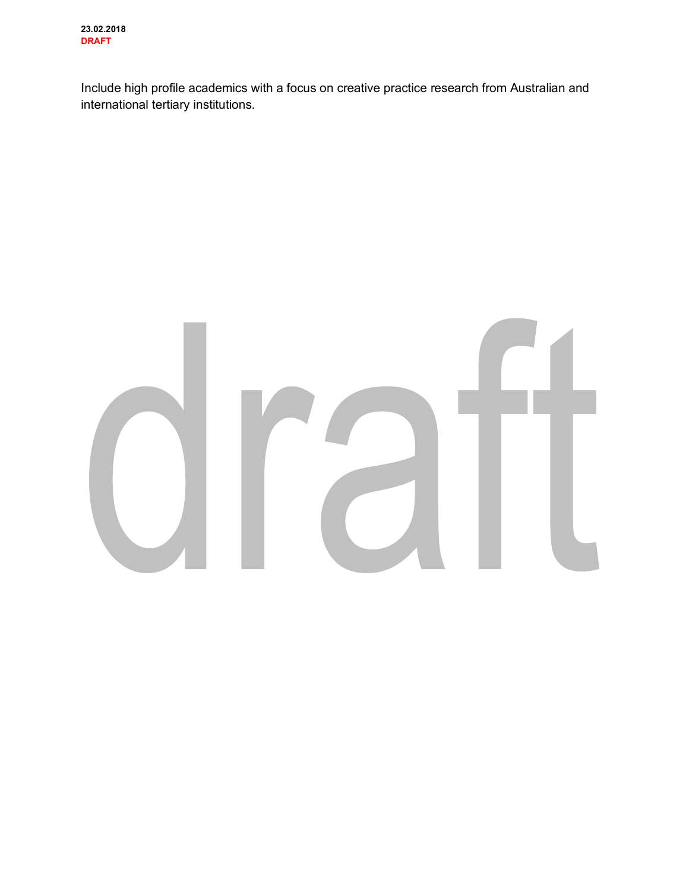Include high profile academics with a focus on creative practice research from Australian and international tertiary institutions.